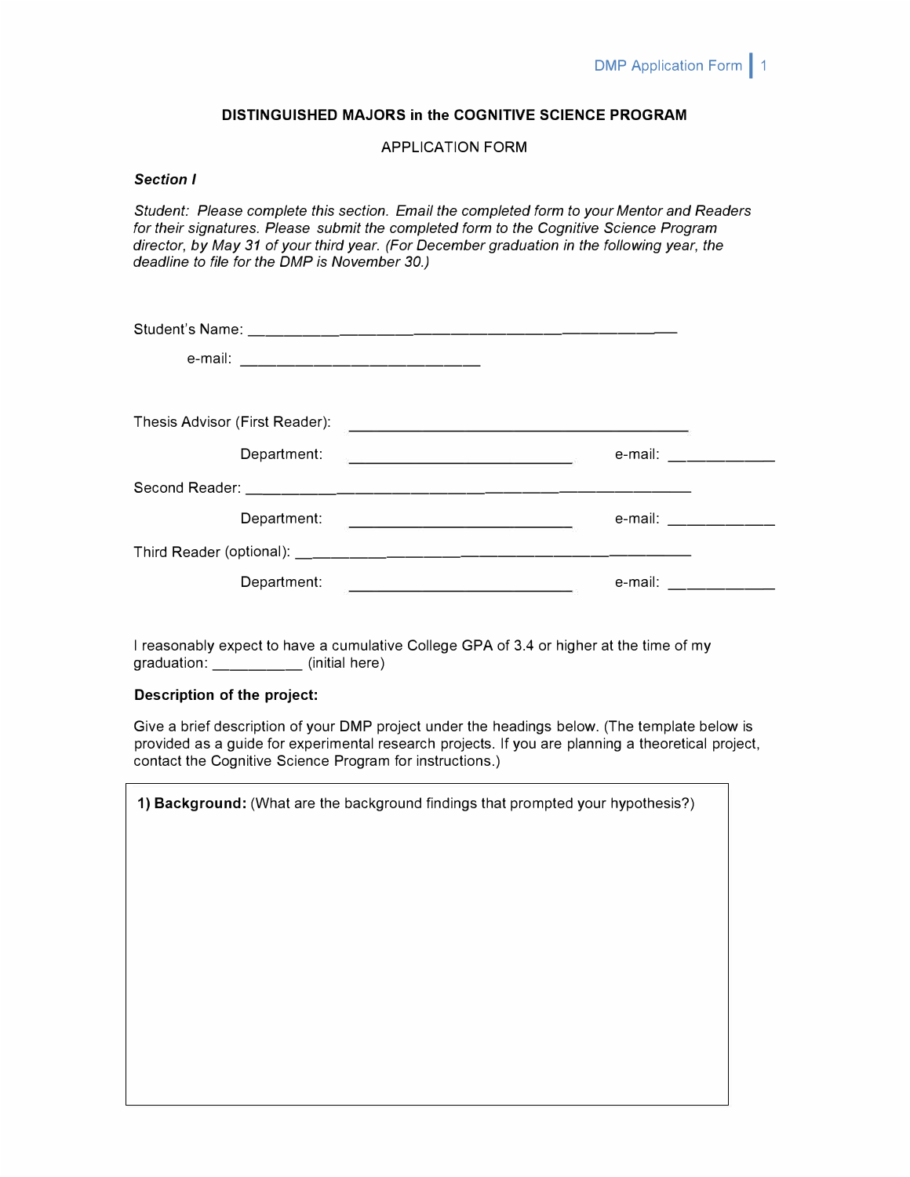**DISTINGUISHED MAJORS in the COGNITIVE SCIENCE PROGRAM**

APPLICATION FORM

***Section I***

*Student: Please complete this section. Email the completed form to your Mentor and Readers for their signatures. Please submit the completed form to the Cognitive Science Program director, by May 31 of your third year. (For December graduation in the following year, the deadline to file for the DMP is November 30.)*

Student's Name: ___________________________________________

e-mail: ______________________________

Thesis Advisor (First Reader): ___________________________________________

Department: ____________________________ e-mail: _____________

Second Reader: ___________________________________________

Department: ____________________________ e-mail: _____________

Third Reader (optional): ___________________________________________

Department: ____________________________ e-mail: _____________

I reasonably expect to have a cumulative College GPA of 3.4 or higher at the time of my graduation: __________ (initial here)

**Description of the project:**

Give a brief description of your DMP project under the headings below. (The template below is provided as a guide for experimental research projects. If you are planning a theoretical project, contact the Cognitive Science Program for instructions.)

**1) Background:** (What are the background findings that prompted your hypothesis?)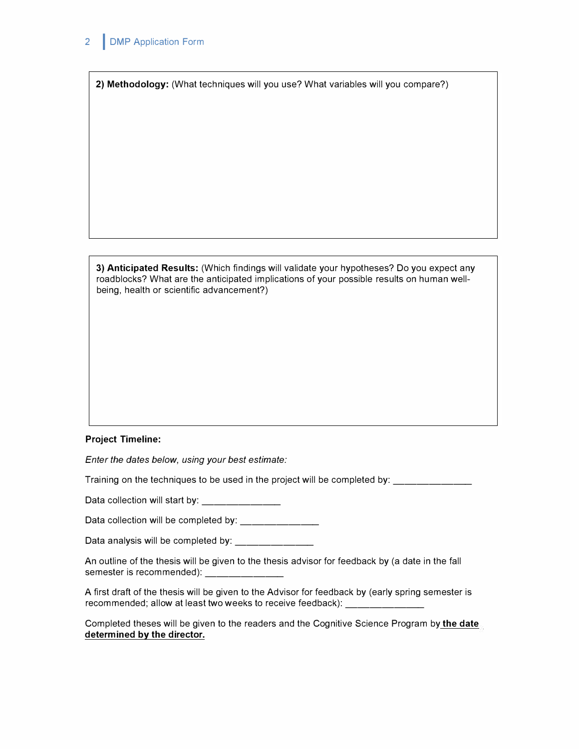**2) Methodology:** (What techniques will you use? What variables will you compare?)

**3) Anticipated Results:** (Which findings will validate your hypotheses? Do you expect any roadblocks? What are the anticipated implications of your possible results on human well-being, health or scientific advancement?)

**Project Timeline:**

*Enter the dates below, using your best estimate:*

Training on the techniques to be used in the project will be completed by: _______________

Data collection will start by: _______________

Data collection will be completed by: _______________

Data analysis will be completed by: _______________

An outline of the thesis will be given to the thesis advisor for feedback by (a date in the fall semester is recommended): _______________

A first draft of the thesis will be given to the Advisor for feedback by (early spring semester is recommended; allow at least two weeks to receive feedback): _______________

Completed theses will be given to the readers and the Cognitive Science Program by **the date determined by the director.**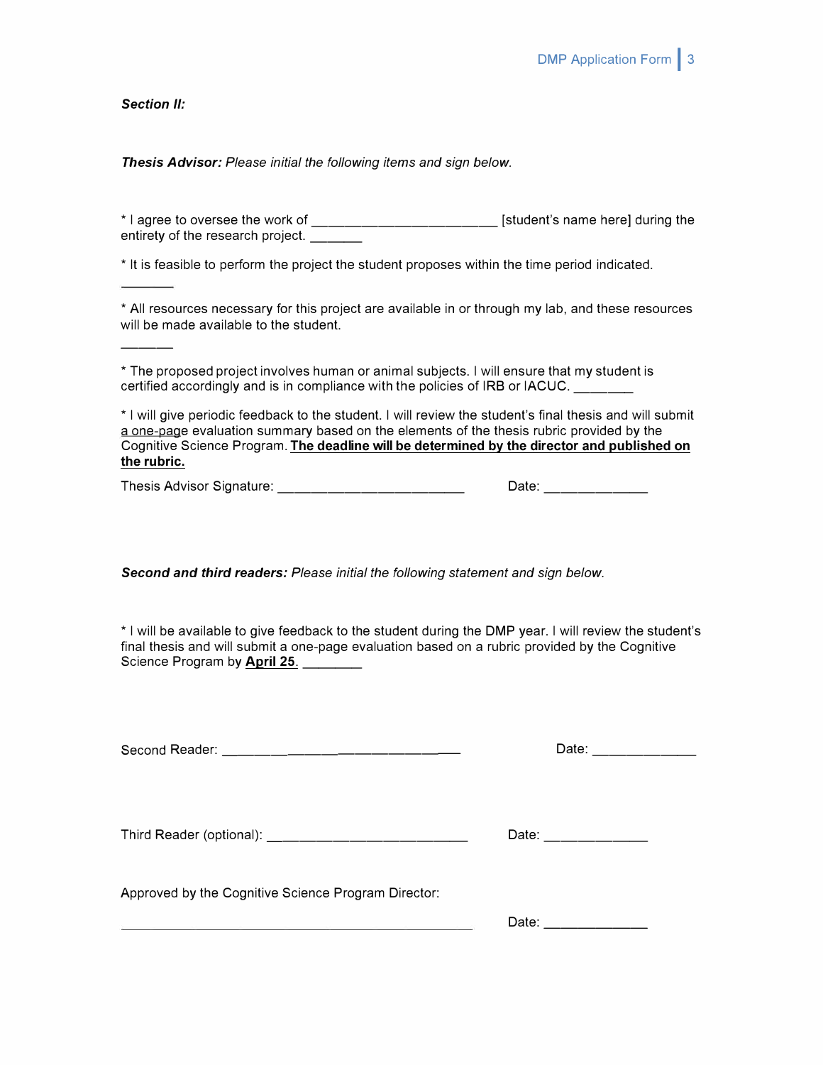***Section II:***

***Thesis Advisor:*** *Please initial the following items and sign below.*

* I agree to oversee the work of ________________________ [student's name here] during the entirety of the research project. _______

* It is feasible to perform the project the student proposes within the time period indicated.

_______

* All resources necessary for this project are available in or through my lab, and these resources will be made available to the student.

_______

* The proposed project involves human or animal subjects. I will ensure that my student is certified accordingly and is in compliance with the policies of IRB or IACUC. ________

* I will give periodic feedback to the student. I will review the student's final thesis and will submit a one-page evaluation summary based on the elements of the thesis rubric provided by the Cognitive Science Program. **The deadline will be determined by the director and published on the rubric.**

Thesis Advisor Signature: ________________________ Date: _____________

***Second and third readers:*** *Please initial the following statement and sign below.*

* I will be available to give feedback to the student during the DMP year. I will review the student's final thesis and will submit a one-page evaluation based on a rubric provided by the Cognitive Science Program by **April 25**. ________

Second Reader: ________________________________ Date: _____________

Third Reader (optional): _________________________ Date: _____________

Approved by the Cognitive Science Program Director:

______________________________________________ Date: _____________